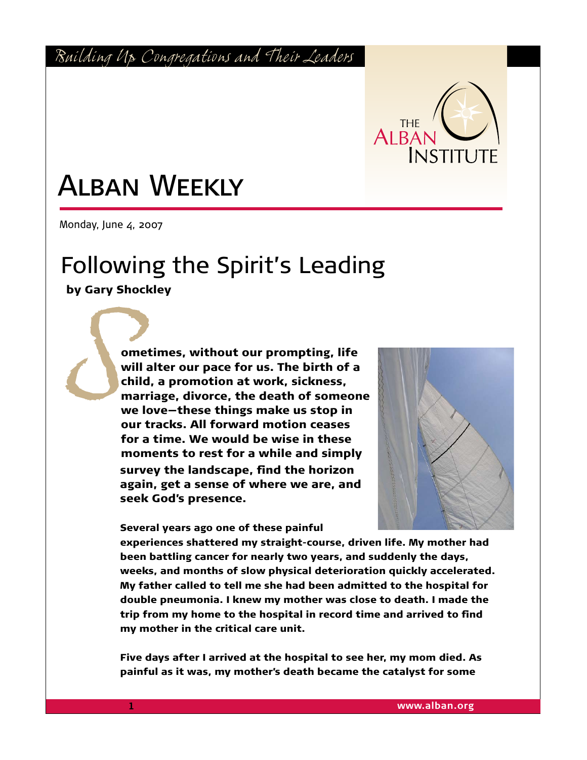*Building Up Congregations and Their Leaders*

# Alban Weekly

Monday, June 4, 2007

## Following the Spirit's Leading

**by Gary Shockley**

**Sometimes, without our prompting, life will alter our pace for us. The birth of a child, a promotion at work, sickness, marriage, divorce, the death of someone we love—these things make us stop in our tracks. All forward motion ceases for a time. We would be wise in these moments to rest for a while and simply survey the landscape, find the horizon again, get a sense of where we are, and seek God's presence.**

**Several years ago one of these painful experiences shattered my straight-course, driven life. My mother had been battling cancer for nearly two years, and suddenly the days, weeks, and months of slow physical deterioration quickly accelerated. My father called to tell me she had been admitted to the hospital for double pneumonia. I knew my mother was close to death. I made the trip from my home to the hospital in record time and arrived to find my mother in the critical care unit.**

**Five days after I arrived at the hospital to see her, my mom died. As painful as it was, my mother's death became the catalyst for some**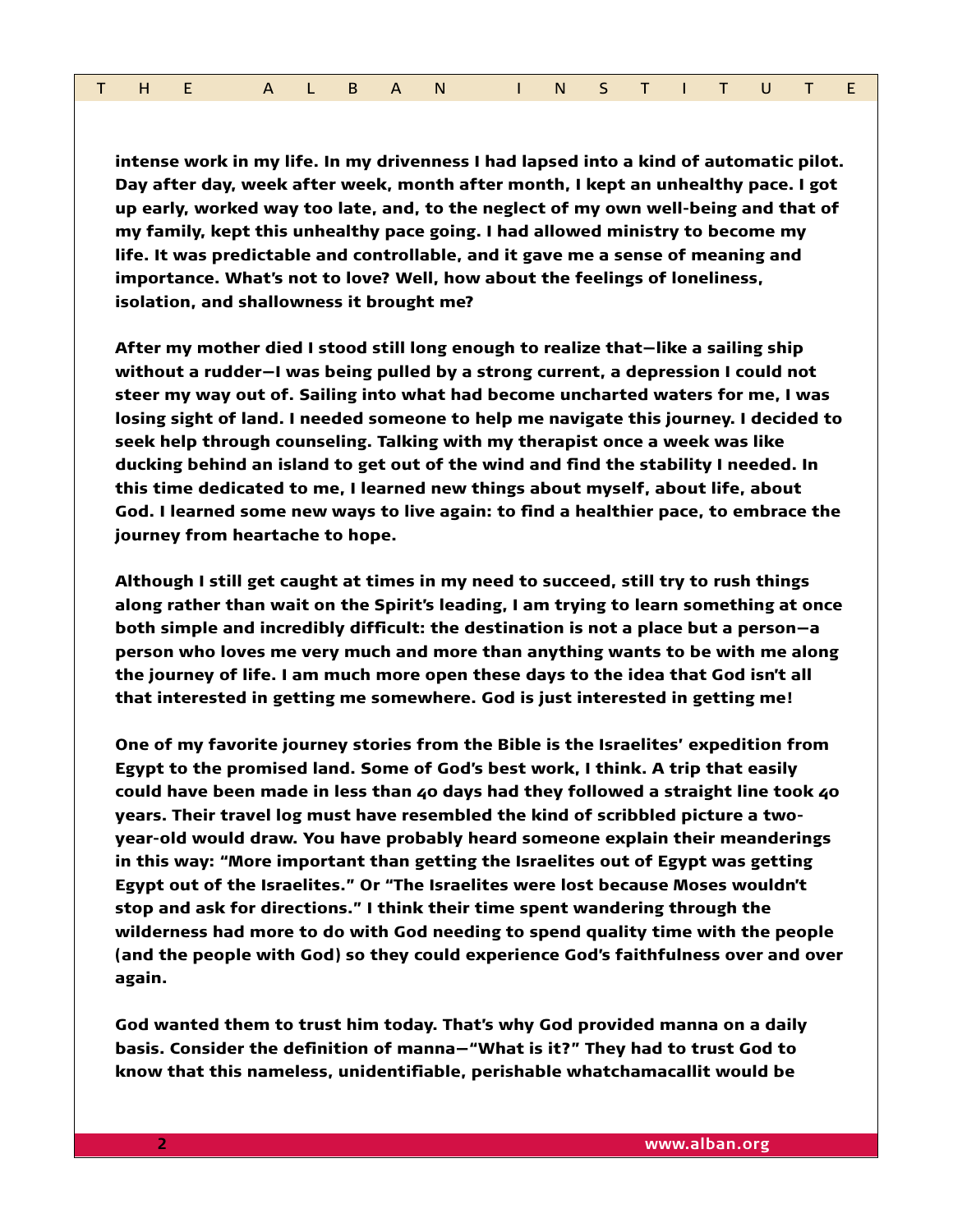intense work in my life. In my drivenness I had lapsed into a kind of automatic pilot. Day after day, week after week, month after month, I kept an unhealthy pace. I got up early, worked way too late, and, to the neglect of my own well-being and that of my family, kept this unhealthy pace going. I had allowed ministry to become my life. It was predictable and controllable, and it gave me a sense of meaning and importance. What's not to love? Well, how about the feelings of loneliness, isolation, and shallowness it brought me?

After my mother died I stood still long enough to realize that—like a sailing ship without a rudder—I was being pulled by a strong current, a depression I could not steer my way out of. Sailing into what had become uncharted waters for me, I was losing sight of land. I needed someone to help me navigate this journey. I decided to seek help through counseling. Talking with my therapist once a week was like ducking behind an island to get out of the wind and find the stability I needed. In this time dedicated to me, I learned new things about myself, about life, about God. I learned some new ways to live again: to find a healthier pace, to embrace the journey from heartache to hope.

Although I still get caught at times in my need to succeed, still try to rush things along rather than wait on the Spirit's leading, I am trying to learn something at once both simple and incredibly difficult: the destination is not a place but a person—a person who loves me very much and more than anything wants to be with me along the journey of life. I am much more open these days to the idea that God isn't all that interested in getting me somewhere. God is just interested in getting me!

One of my favorite journey stories from the Bible is the Israelites' expedition from Egypt to the promised land. Some of God's best work, I think. A trip that easily could have been made in less than 40 days had they followed a straight line took 40 years. Their travel log must have resembled the kind of scribbled picture a two-year-old would draw. You have probably heard someone explain their meanderings in this way: "More important than getting the Israelites out of Egypt was getting Egypt out of the Israelites." Or "The Israelites were lost because Moses wouldn't stop and ask for directions." I think their time spent wandering through the wilderness had more to do with God needing to spend quality time with the people (and the people with God) so they could experience God's faithfulness over and over again.

God wanted them to trust him today. That's why God provided manna on a daily basis. Consider the definition of manna—"What is it?" They had to trust God to know that this nameless, unidentifiable, perishable whatchamacallit would be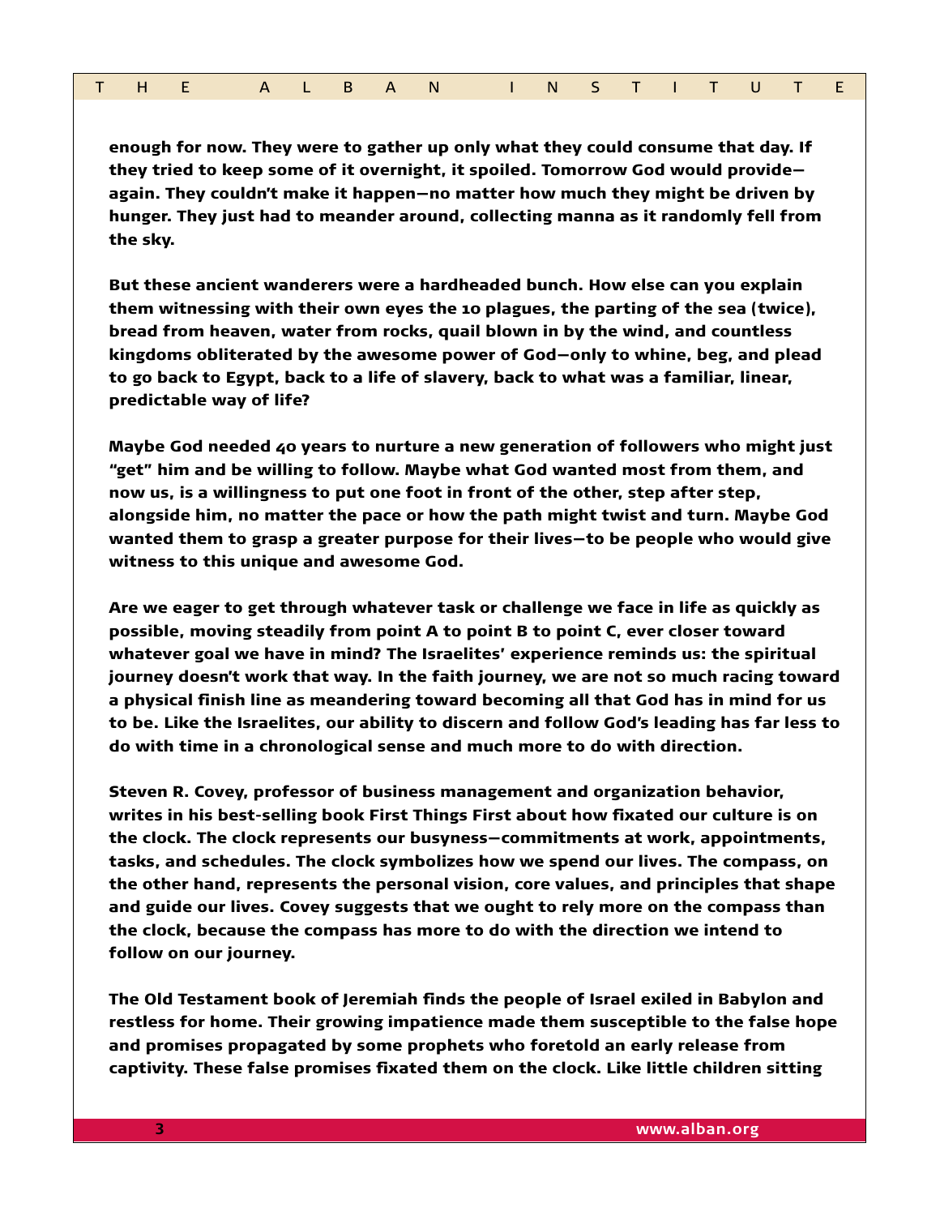enough for now. They were to gather up only what they could consume that day. If they tried to keep some of it overnight, it spoiled. Tomorrow God would provide—again. They couldn't make it happen—no matter how much they might be driven by hunger. They just had to meander around, collecting manna as it randomly fell from the sky.

But these ancient wanderers were a hardheaded bunch. How else can you explain them witnessing with their own eyes the 10 plagues, the parting of the sea (twice), bread from heaven, water from rocks, quail blown in by the wind, and countless kingdoms obliterated by the awesome power of God—only to whine, beg, and plead to go back to Egypt, back to a life of slavery, back to what was a familiar, linear, predictable way of life?

Maybe God needed 40 years to nurture a new generation of followers who might just "get" him and be willing to follow. Maybe what God wanted most from them, and now us, is a willingness to put one foot in front of the other, step after step, alongside him, no matter the pace or how the path might twist and turn. Maybe God wanted them to grasp a greater purpose for their lives—to be people who would give witness to this unique and awesome God.

Are we eager to get through whatever task or challenge we face in life as quickly as possible, moving steadily from point A to point B to point C, ever closer toward whatever goal we have in mind? The Israelites' experience reminds us: the spiritual journey doesn't work that way. In the faith journey, we are not so much racing toward a physical finish line as meandering toward becoming all that God has in mind for us to be. Like the Israelites, our ability to discern and follow God's leading has far less to do with time in a chronological sense and much more to do with direction.

Steven R. Covey, professor of business management and organization behavior, writes in his best-selling book First Things First about how fixated our culture is on the clock. The clock represents our busyness—commitments at work, appointments, tasks, and schedules. The clock symbolizes how we spend our lives. The compass, on the other hand, represents the personal vision, core values, and principles that shape and guide our lives. Covey suggests that we ought to rely more on the compass than the clock, because the compass has more to do with the direction we intend to follow on our journey.

The Old Testament book of Jeremiah finds the people of Israel exiled in Babylon and restless for home. Their growing impatience made them susceptible to the false hope and promises propagated by some prophets who foretold an early release from captivity. These false promises fixated them on the clock. Like little children sitting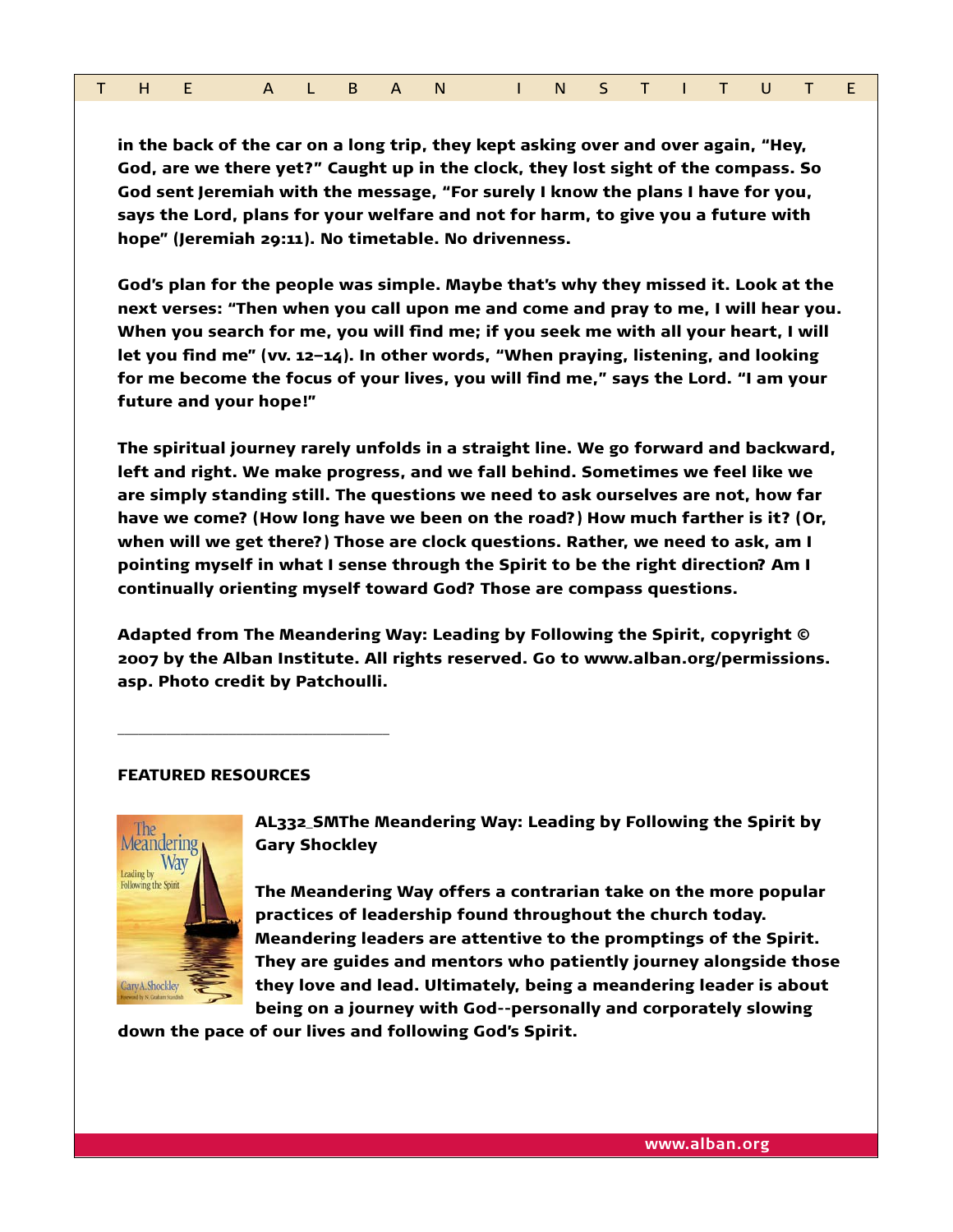in the back of the car on a long trip, they kept asking over and over again, "Hey, God, are we there yet?" Caught up in the clock, they lost sight of the compass. So God sent Jeremiah with the message, "For surely I know the plans I have for you, says the Lord, plans for your welfare and not for harm, to give you a future with hope" (Jeremiah 29:11). No timetable. No drivenness.

God's plan for the people was simple. Maybe that's why they missed it. Look at the next verses: "Then when you call upon me and come and pray to me, I will hear you. When you search for me, you will find me; if you seek me with all your heart, I will let you find me" (vv. 12–14). In other words, "When praying, listening, and looking for me become the focus of your lives, you will find me," says the Lord. "I am your future and your hope!"

The spiritual journey rarely unfolds in a straight line. We go forward and backward, left and right. We make progress, and we fall behind. Sometimes we feel like we are simply standing still. The questions we need to ask ourselves are not, how far have we come? (How long have we been on the road?) How much farther is it? (Or, when will we get there?) Those are clock questions. Rather, we need to ask, am I pointing myself in what I sense through the Spirit to be the right direction? Am I continually orienting myself toward God? Those are compass questions.

Adapted from The Meandering Way: Leading by Following the Spirit, copyright © 2007 by the Alban Institute. All rights reserved. Go to www.alban.org/permissions.asp. Photo credit by Patchoulli.

---

**FEATURED RESOURCES**

**AL332_SMThe Meandering Way: Leading by Following the Spirit by Gary Shockley**

The Meandering Way offers a contrarian take on the more popular practices of leadership found throughout the church today. Meandering leaders are attentive to the promptings of the Spirit. They are guides and mentors who patiently journey alongside those they love and lead. Ultimately, being a meandering leader is about being on a journey with God--personally and corporately slowing down the pace of our lives and following God's Spirit.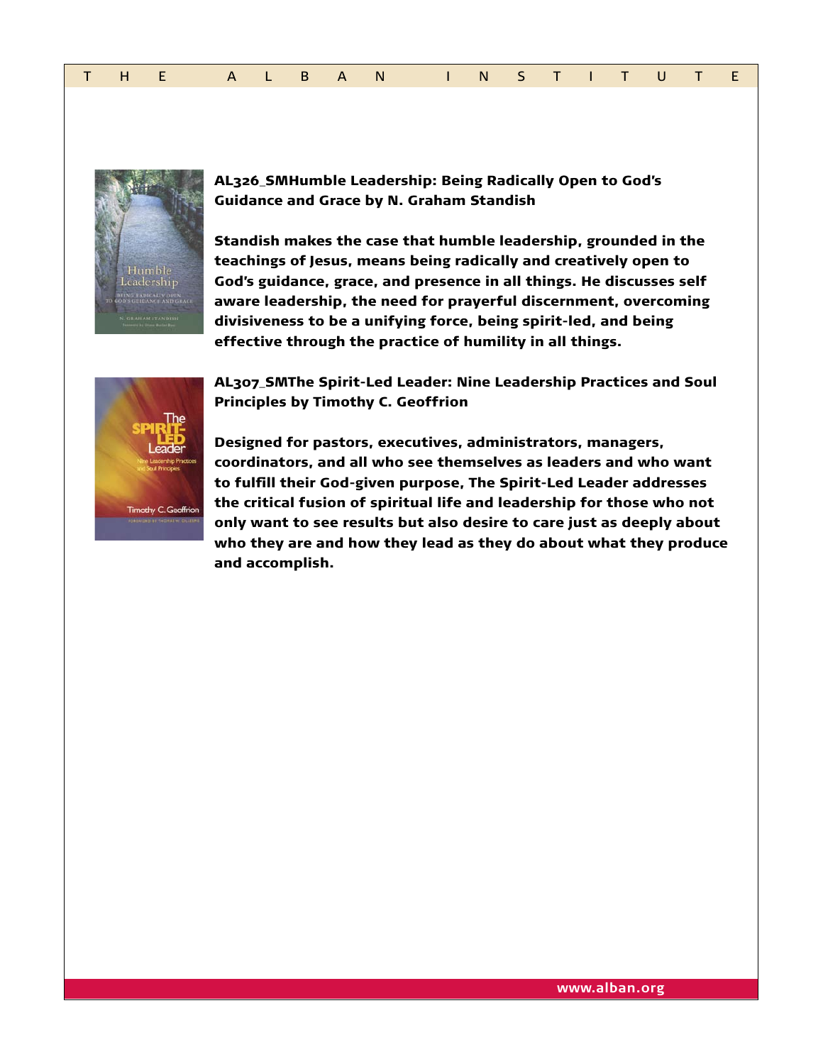**AL326_SMHumble Leadership: Being Radically Open to God's Guidance and Grace by N. Graham Standish**

**Standish makes the case that humble leadership, grounded in the teachings of Jesus, means being radically and creatively open to God's guidance, grace, and presence in all things. He discusses self aware leadership, the need for prayerful discernment, overcoming divisiveness to be a unifying force, being spirit-led, and being effective through the practice of humility in all things.**

**AL307_SMThe Spirit-Led Leader: Nine Leadership Practices and Soul Principles by Timothy C. Geoffrion**

**Designed for pastors, executives, administrators, managers, coordinators, and all who see themselves as leaders and who want to fulfill their God-given purpose, The Spirit-Led Leader addresses the critical fusion of spiritual life and leadership for those who not only want to see results but also desire to care just as deeply about who they are and how they lead as they do about what they produce and accomplish.**